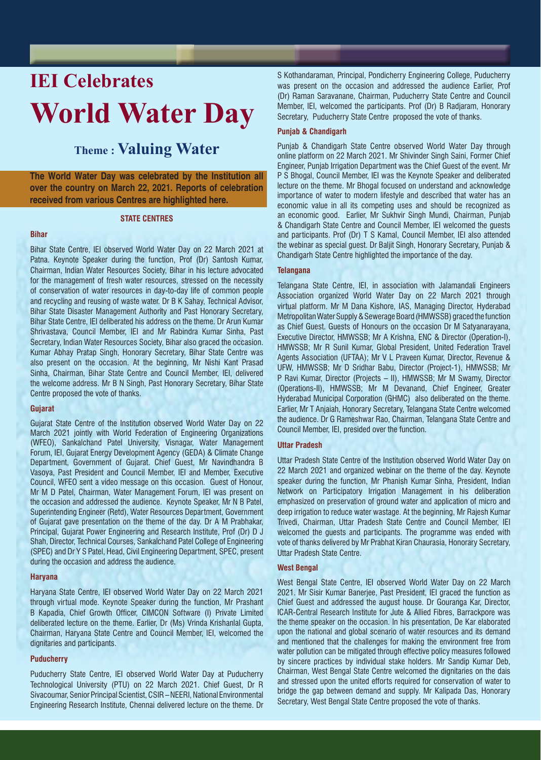# IEI Celebrates

# World Water Day

## Theme : Valuing Water

**The World Water Day was celebrated by the Institution all over the country on March 22, 2021. Reports of celebration received from various Centres are highlighted here.**

### STATE CENTRES

#### Bihar

Bihar State Centre, IEI observed World Water Day on 22 March 2021 at Patna. Keynote Speaker during the function, Prof (Dr) Santosh Kumar, Chairman, Indian Water Resources Society, Bihar in his lecture advocated for the management of fresh water resources, stressed on the necessity of conservation of water resources in day-to-day life of common people and recycling and reusing of waste water. Dr B K Sahay, Technical Advisor, Bihar State Disaster Management Authority and Past Honorary Secretary, Bihar State Centre, IEI deliberated his address on the theme. Dr Arun Kumar Shrivastava, Council Member, IEI and Mr Rabindra Kumar Sinha, Past Secretary, Indian Water Resources Society, Bihar also graced the occasion. Kumar Abhay Pratap Singh, Honorary Secretary, Bihar State Centre was also present on the occasion. At the beginning, Mr Nishi Kant Prasad Sinha, Chairman, Bihar State Centre and Council Member, IEI, delivered the welcome address. Mr B N Singh, Past Honorary Secretary, Bihar State Centre proposed the vote of thanks.

#### Gujarat

Gujarat State Centre of the Institution observed World Water Day on 22 March 2021 jointly with World Federation of Engineering Organizations (WFEO), Sankalchand Patel University, Visnagar, Water Management Forum, IEI, Gujarat Energy Development Agency (GEDA) & Climate Change Department, Government of Gujarat. Chief Guest, Mr Navindhandra B Vasoya, Past President and Council Member, IEI and Member, Executive Council, WFEO sent a video message on this occasion. Guest of Honour, Mr M D Patel, Chairman, Water Management Forum, IEI was present on the occasion and addressed the audience. Keynote Speaker, Mr N B Patel, Superintending Engineer (Retd), Water Resources Department, Government of Gujarat gave presentation on the theme of the day. Dr A M Prabhakar, Principal, Gujarat Power Engineering and Research Institute, Prof (Dr) D J Shah, Director, Technical Courses, Sankalchand Patel College of Engineering (SPEC) and Dr Y S Patel, Head, Civil Engineering Department, SPEC, present during the occasion and address the audience.

#### Haryana

Haryana State Centre, IEI observed World Water Day on 22 March 2021 through virtual mode. Keynote Speaker during the function, Mr Prashant B Kapadia, Chief Growth Officer, CIMCON Software (I) Private Limited deliberated lecture on the theme. Earlier, Dr (Ms) Vrinda Krishanlal Gupta, Chairman, Haryana State Centre and Council Member, IEI, welcomed the dignitaries and participants.

#### Puducherry

Puducherry State Centre, IEI observed World Water Day at Puducherry Technological University (PTU) on 22 March 2021. Chief Guest, Dr R Sivacoumar, Senior Principal Scientist, CSIR – NEERI, National Environmental Engineering Research Institute, Chennai delivered lecture on the theme. Dr S Kothandaraman, Principal, Pondicherry Engineering College, Puducherry was present on the occasion and addressed the audience Earlier, Prof (Dr) Raman Saravanane, Chairman, Puducherry State Centre and Council Member, IEI, welcomed the participants. Prof (Dr) B Radjaram, Honorary Secretary, Puducherry State Centre proposed the vote of thanks.

#### Punjab & Chandigarh

Punjab & Chandigarh State Centre observed World Water Day through online platform on 22 March 2021. Mr Shivinder Singh Saini, Former Chief Engineer, Punjab Irrigation Department was the Chief Guest of the event. Mr P S Bhogal, Council Member, IEI was the Keynote Speaker and deliberated lecture on the theme. Mr Bhogal focused on understand and acknowledge importance of water to modern lifestyle and described that water has an economic value in all its competing uses and should be recognized as an economic good. Earlier, Mr Sukhvir Singh Mundi, Chairman, Punjab & Chandigarh State Centre and Council Member, IEI welcomed the guests and participants. Prof (Dr) T S Kamal, Council Member, IEI also attended the webinar as special guest. Dr Baljit Singh, Honorary Secretary, Punjab & Chandigarh State Centre highlighted the importance of the day.

#### Telangana

Telangana State Centre, IEI, in association with Jalamandali Engineers Association organized World Water Day on 22 March 2021 through virtual platform. Mr M Dana Kishore, IAS, Managing Director, Hyderabad Metropolitan Water Supply & Sewerage Board (HMWSSB) graced the function as Chief Guest. Guests of Honours on the occasion Dr M Satyanarayana, Executive Director, HMWSSB; Mr A Krishna, ENC & Director (Operation-I), HMWSSB; Mr R Sunil Kumar, Global President, United Federation Travel Agents Association (UFTAA); Mr V L Praveen Kumar, Director, Revenue & UFW, HMWSSB; Mr D Sridhar Babu, Director (Project-1), HMWSSB; Mr P Ravi Kumar, Director (Projects – II), HMWSSB; Mr M Swamy, Director (Operations-II), HMWSSB; Mr M Devanand, Chief Engineer, Greater Hyderabad Municipal Corporation (GHMC) also deliberated on the theme. Earlier, Mr T Anjaiah, Honorary Secretary, Telangana State Centre welcomed the audience. Dr G Rameshwar Rao, Chairman, Telangana State Centre and Council Member, IEI, presided over the function.

#### Uttar Pradesh

Uttar Pradesh State Centre of the Institution observed World Water Day on 22 March 2021 and organized webinar on the theme of the day. Keynote speaker during the function, Mr Phanish Kumar Sinha, President, Indian Network on Participatory Irrigation Management in his deliberation emphasized on preservation of ground water and application of micro and deep irrigation to reduce water wastage. At the beginning, Mr Rajesh Kumar Trivedi, Chairman, Uttar Pradesh State Centre and Council Member, IEI welcomed the guests and participants. The programme was ended with vote of thanks delivered by Mr Prabhat Kiran Chaurasia, Honorary Secretary, Uttar Pradesh State Centre.

#### West Bengal

West Bengal State Centre, IEI observed World Water Day on 22 March 2021. Mr Sisir Kumar Banerjee, Past President, IEI graced the function as Chief Guest and addressed the august house. Dr Gouranga Kar, Director, ICAR-Central Research Institute for Jute & Allied Fibres, Barrackpore was the theme speaker on the occasion. In his presentation, De Kar elaborated upon the national and global scenario of water resources and its demand and mentioned that the challenges for making the environment free from water pollution can be mitigated through effective policy measures followed by sincere practices by individual stake holders. Mr Sandip Kumar Deb, Chairman, West Bengal State Centre welcomed the dignitaries on the dais and stressed upon the united efforts required for conservation of water to bridge the gap between demand and supply. Mr Kalipada Das, Honorary Secretary, West Bengal State Centre proposed the vote of thanks.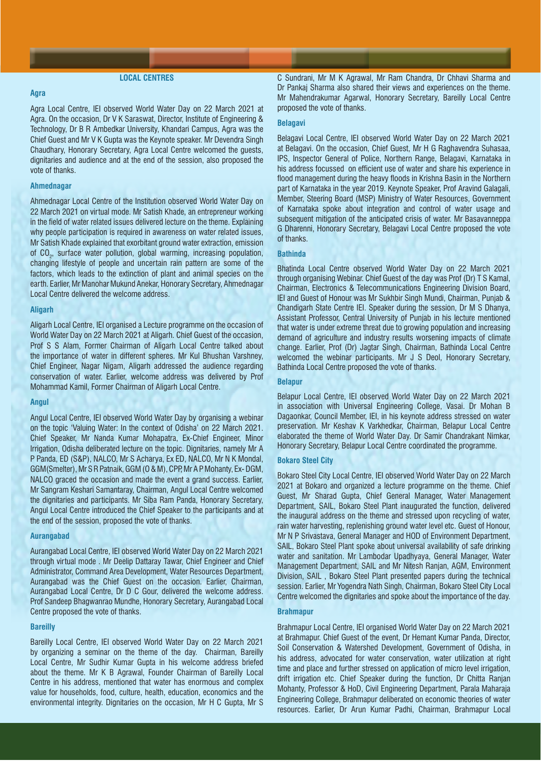## LOCAL CENTRES

### Agra

Agra Local Centre, IEI observed World Water Day on 22 March 2021 at Agra. On the occasion, Dr V K Saraswat, Director, Institute of Engineering & Technology, Dr B R Ambedkar University, Khandari Campus, Agra was the Chief Guest and Mr V K Gupta was the Keynote speaker. Mr Devendra Singh Chaudhary, Honorary Secretary, Agra Local Centre welcomed the guests, dignitaries and audience and at the end of the session, also proposed the vote of thanks.

### Ahmednagar

Ahmednagar Local Centre of the Institution observed World Water Day on 22 March 2021 on virtual mode. Mr Satish Khade, an entrepreneur working in the field of water related issues delivered lecture on the theme. Explaining why people participation is required in awareness on water related issues, Mr Satish Khade explained that exorbitant ground water extraction, emission of $CO_2$, surface water pollution, global warming, increasing population, changing lifestyle of people and uncertain rain pattern are some of the factors, which leads to the extinction of plant and animal species on the earth. Earlier, Mr Manohar Mukund Anekar, Honorary Secretary, Ahmednagar Local Centre delivered the welcome address.

### Aligarh

Aligarh Local Centre, IEI organised a Lecture programme on the occasion of World Water Day on 22 March 2021 at Aligarh. Chief Guest of the occasion, Prof S S Alam, Former Chairman of Aligarh Local Centre talked about the importance of water in different spheres. Mr Kul Bhushan Varshney, Chief Engineer, Nagar Nigam, Aligarh addressed the audience regarding conservation of water. Earlier, welcome address was delivered by Prof Mohammad Kamil, Former Chairman of Aligarh Local Centre.

### Angul

Angul Local Centre, IEI observed World Water Day by organising a webinar on the topic 'Valuing Water: In the context of Odisha' on 22 March 2021. Chief Speaker, Mr Nanda Kumar Mohapatra, Ex-Chief Engineer, Minor Irrigation, Odisha deliberated lecture on the topic. Dignitaries, namely Mr A P Panda, ED (S&P), NALCO, Mr S Acharya, Ex ED, NALCO, Mr N K Mondal, GGM(Smelter), Mr S R Patnaik, GGM (O & M), CPP, Mr A P Mohanty, Ex- DGM, NALCO graced the occasion and made the event a grand success. Earlier, Mr Sangram Keshari Samantaray, Chairman, Angul Local Centre welcomed the dignitaries and participants. Mr Siba Ram Panda, Honorary Secretary, Angul Local Centre introduced the Chief Speaker to the participants and at the end of the session, proposed the vote of thanks.

### Aurangabad

Aurangabad Local Centre, IEI observed World Water Day on 22 March 2021 through virtual mode . Mr Deelip Dattaray Tawar, Chief Engineer and Chief Administrator, Command Area Development, Water Resources Department, Aurangabad was the Chief Guest on the occasion. Earlier, Chairman, Aurangabad Local Centre, Dr D C Gour, delivered the welcome address. Prof Sandeep Bhagwanrao Mundhe, Honorary Secretary, Aurangabad Local Centre proposed the vote of thanks.

### Bareilly

Bareilly Local Centre, IEI observed World Water Day on 22 March 2021 by organizing a seminar on the theme of the day. Chairman, Bareilly Local Centre, Mr Sudhir Kumar Gupta in his welcome address briefed about the theme. Mr K B Agrawal, Founder Chairman of Bareilly Local Centre in his address, mentioned that water has enormous and complex value for households, food, culture, health, education, economics and the environmental integrity. Dignitaries on the occasion, Mr H C Gupta, Mr S C Sundrani, Mr M K Agrawal, Mr Ram Chandra, Dr Chhavi Sharma and Dr Pankaj Sharma also shared their views and experiences on the theme. Mr Mahendrakumar Agarwal, Honorary Secretary, Bareilly Local Centre proposed the vote of thanks.

### Belagavi

Belagavi Local Centre, IEI observed World Water Day on 22 March 2021 at Belagavi. On the occasion, Chief Guest, Mr H G Raghavendra Suhasaa, IPS, Inspector General of Police, Northern Range, Belagavi, Karnataka in his address focussed on efficient use of water and share his experience in flood management during the heavy floods in Krishna Basin in the Northern part of Karnataka in the year 2019. Keynote Speaker, Prof Aravind Galagali, Member, Steering Board (MSP) Ministry of Water Resources, Government of Karnataka spoke about integration and control of water usage and subsequent mitigation of the anticipated crisis of water. Mr Basavanneppa G Dharenni, Honorary Secretary, Belagavi Local Centre proposed the vote of thanks.

### Bathinda

Bhatinda Local Centre observed World Water Day on 22 March 2021 through organising Webinar. Chief Guest of the day was Prof (Dr) T S Kamal, Chairman, Electronics & Telecommunications Engineering Division Board, IEI and Guest of Honour was Mr Sukhbir Singh Mundi, Chairman, Punjab & Chandigarh State Centre IEI. Speaker during the session, Dr M S Dhanya, Assistant Professor, Central University of Punjab in his lecture mentioned that water is under extreme threat due to growing population and increasing demand of agriculture and industry results worsening impacts of climate change. Earlier, Prof (Dr) Jagtar Singh, Chairman, Bathinda Local Centre welcomed the webinar participants. Mr J S Deol, Honorary Secretary, Bathinda Local Centre proposed the vote of thanks.

### Belapur

Belapur Local Centre, IEI observed World Water Day on 22 March 2021 in association with Universal Engineering College, Vasai. Dr Mohan B Dagaonkar, Council Member, IEI, in his keynote address stressed on water preservation. Mr Keshav K Varkhedkar, Chairman, Belapur Local Centre elaborated the theme of World Water Day. Dr Samir Chandrakant Nimkar, Honorary Secretary, Belapur Local Centre coordinated the programme.

### Bokaro Steel City

Bokaro Steel City Local Centre, IEI observed World Water Day on 22 March 2021 at Bokaro and organized a lecture programme on the theme. Chief Guest, Mr Sharad Gupta, Chief General Manager, Water Management Department, SAIL, Bokaro Steel Plant inaugurated the function, delivered the inaugural address on the theme and stressed upon recycling of water, rain water harvesting, replenishing ground water level etc. Guest of Honour, Mr N P Srivastava, General Manager and HOD of Environment Department, SAIL, Bokaro Steel Plant spoke about universal availability of safe drinking water and sanitation. Mr Lambodar Upadhyaya, General Manager, Water Management Department, SAIL and Mr Nitesh Ranjan, AGM, Environment Division, SAIL , Bokaro Steel Plant presented papers during the technical session. Earlier, Mr Yogendra Nath Singh, Chairman, Bokaro Steel City Local Centre welcomed the dignitaries and spoke about the importance of the day.

### Brahmapur

Brahmapur Local Centre, IEI organised World Water Day on 22 March 2021 at Brahmapur. Chief Guest of the event, Dr Hemant Kumar Panda, Director, Soil Conservation & Watershed Development, Government of Odisha, in his address, advocated for water conservation, water utilization at right time and place and further stressed on application of micro level irrigation, drift irrigation etc. Chief Speaker during the function, Dr Chitta Ranjan Mohanty, Professor & HoD, Civil Engineering Department, Parala Maharaja Engineering College, Brahmapur deliberated on economic theories of water resources. Earlier, Dr Arun Kumar Padhi, Chairman, Brahmapur Local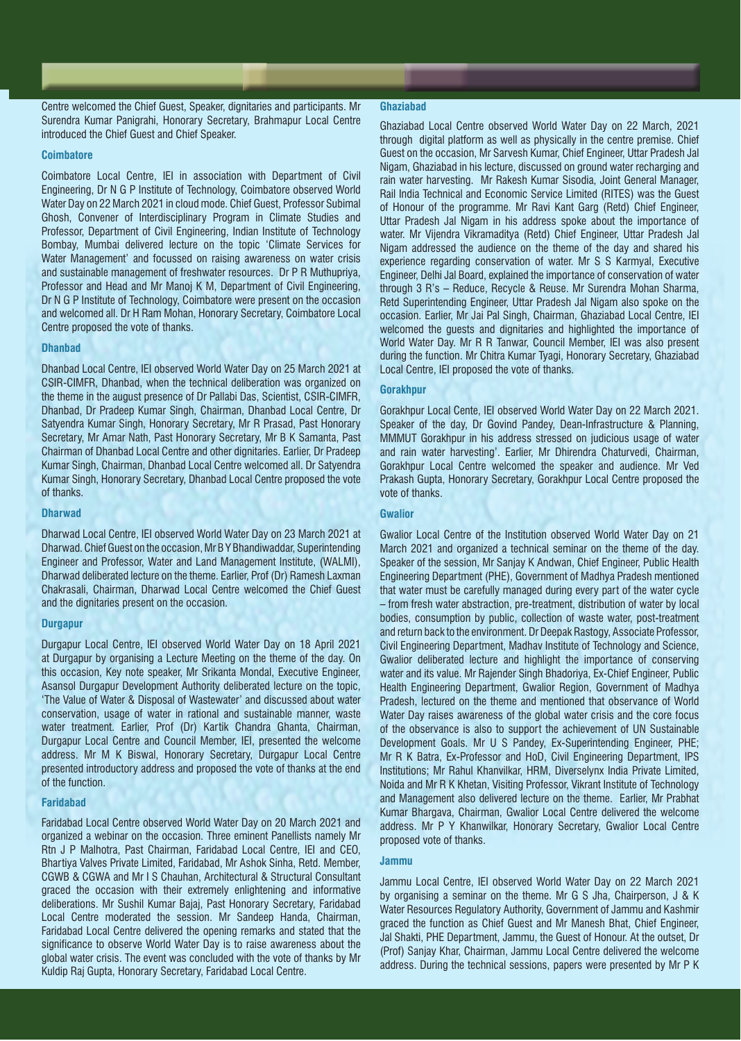Centre welcomed the Chief Guest, Speaker, dignitaries and participants. Mr Surendra Kumar Panigrahi, Honorary Secretary, Brahmapur Local Centre introduced the Chief Guest and Chief Speaker.

### Coimbatore

Coimbatore Local Centre, IEI in association with Department of Civil Engineering, Dr N G P Institute of Technology, Coimbatore observed World Water Day on 22 March 2021 in cloud mode. Chief Guest, Professor Subimal Ghosh, Convener of Interdisciplinary Program in Climate Studies and Professor, Department of Civil Engineering, Indian Institute of Technology Bombay, Mumbai delivered lecture on the topic 'Climate Services for Water Management' and focussed on raising awareness on water crisis and sustainable management of freshwater resources. Dr P R Muthupriya, Professor and Head and Mr Manoj K M, Department of Civil Engineering, Dr N G P Institute of Technology, Coimbatore were present on the occasion and welcomed all. Dr H Ram Mohan, Honorary Secretary, Coimbatore Local Centre proposed the vote of thanks.

### Dhanbad

Dhanbad Local Centre, IEI observed World Water Day on 25 March 2021 at CSIR-CIMFR, Dhanbad, when the technical deliberation was organized on the theme in the august presence of Dr Pallabi Das, Scientist, CSIR-CIMFR, Dhanbad, Dr Pradeep Kumar Singh, Chairman, Dhanbad Local Centre, Dr Satyendra Kumar Singh, Honorary Secretary, Mr R Prasad, Past Honorary Secretary, Mr Amar Nath, Past Honorary Secretary, Mr B K Samanta, Past Chairman of Dhanbad Local Centre and other dignitaries. Earlier, Dr Pradeep Kumar Singh, Chairman, Dhanbad Local Centre welcomed all. Dr Satyendra Kumar Singh, Honorary Secretary, Dhanbad Local Centre proposed the vote of thanks.

### Dharwad

Dharwad Local Centre, IEI observed World Water Day on 23 March 2021 at Dharwad. Chief Guest on the occasion, Mr B Y Bhandiwaddar, Superintending Engineer and Professor, Water and Land Management Institute, (WALMI), Dharwad deliberated lecture on the theme. Earlier, Prof (Dr) Ramesh Laxman Chakrasali, Chairman, Dharwad Local Centre welcomed the Chief Guest and the dignitaries present on the occasion.

### Durgapur

Durgapur Local Centre, IEI observed World Water Day on 18 April 2021 at Durgapur by organising a Lecture Meeting on the theme of the day. On this occasion, Key note speaker, Mr Srikanta Mondal, Executive Engineer, Asansol Durgapur Development Authority deliberated lecture on the topic, 'The Value of Water & Disposal of Wastewater' and discussed about water conservation, usage of water in rational and sustainable manner, waste water treatment. Earlier, Prof (Dr) Kartik Chandra Ghanta, Chairman, Durgapur Local Centre and Council Member, IEI, presented the welcome address. Mr M K Biswal, Honorary Secretary, Durgapur Local Centre presented introductory address and proposed the vote of thanks at the end of the function.

### Faridabad

Faridabad Local Centre observed World Water Day on 20 March 2021 and organized a webinar on the occasion. Three eminent Panellists namely Mr Rtn J P Malhotra, Past Chairman, Faridabad Local Centre, IEI and CEO, Bhartiya Valves Private Limited, Faridabad, Mr Ashok Sinha, Retd. Member, CGWB & CGWA and Mr I S Chauhan, Architectural & Structural Consultant graced the occasion with their extremely enlightening and informative deliberations. Mr Sushil Kumar Bajaj, Past Honorary Secretary, Faridabad Local Centre moderated the session. Mr Sandeep Handa, Chairman, Faridabad Local Centre delivered the opening remarks and stated that the significance to observe World Water Day is to raise awareness about the global water crisis. The event was concluded with the vote of thanks by Mr Kuldip Raj Gupta, Honorary Secretary, Faridabad Local Centre.

### Ghaziabad

Ghaziabad Local Centre observed World Water Day on 22 March, 2021 through digital platform as well as physically in the centre premise. Chief Guest on the occasion, Mr Sarvesh Kumar, Chief Engineer, Uttar Pradesh Jal Nigam, Ghaziabad in his lecture, discussed on ground water recharging and rain water harvesting. Mr Rakesh Kumar Sisodia, Joint General Manager, Rail India Technical and Economic Service Limited (RITES) was the Guest of Honour of the programme. Mr Ravi Kant Garg (Retd) Chief Engineer, Uttar Pradesh Jal Nigam in his address spoke about the importance of water. Mr Vijendra Vikramaditya (Retd) Chief Engineer, Uttar Pradesh Jal Nigam addressed the audience on the theme of the day and shared his experience regarding conservation of water. Mr S S Karmyal, Executive Engineer, Delhi Jal Board, explained the importance of conservation of water through 3 R's – Reduce, Recycle & Reuse. Mr Surendra Mohan Sharma, Retd Superintending Engineer, Uttar Pradesh Jal Nigam also spoke on the occasion. Earlier, Mr Jai Pal Singh, Chairman, Ghaziabad Local Centre, IEI welcomed the guests and dignitaries and highlighted the importance of World Water Day. Mr R R Tanwar, Council Member, IEI was also present during the function. Mr Chitra Kumar Tyagi, Honorary Secretary, Ghaziabad Local Centre, IEI proposed the vote of thanks.

### Gorakhpur

Gorakhpur Local Cente, IEI observed World Water Day on 22 March 2021. Speaker of the day, Dr Govind Pandey, Dean-Infrastructure & Planning, MMMUT Gorakhpur in his address stressed on judicious usage of water and rain water harvesting'. Earlier, Mr Dhirendra Chaturvedi, Chairman, Gorakhpur Local Centre welcomed the speaker and audience. Mr Ved Prakash Gupta, Honorary Secretary, Gorakhpur Local Centre proposed the vote of thanks.

### Gwalior

Gwalior Local Centre of the Institution observed World Water Day on 21 March 2021 and organized a technical seminar on the theme of the day. Speaker of the session, Mr Sanjay K Andwan, Chief Engineer, Public Health Engineering Department (PHE), Government of Madhya Pradesh mentioned that water must be carefully managed during every part of the water cycle – from fresh water abstraction, pre-treatment, distribution of water by local bodies, consumption by public, collection of waste water, post-treatment and return back to the environment. Dr Deepak Rastogy, Associate Professor, Civil Engineering Department, Madhav Institute of Technology and Science, Gwalior deliberated lecture and highlight the importance of conserving water and its value. Mr Rajender Singh Bhadoriya, Ex-Chief Engineer, Public Health Engineering Department, Gwalior Region, Government of Madhya Pradesh, lectured on the theme and mentioned that observance of World Water Day raises awareness of the global water crisis and the core focus of the observance is also to support the achievement of UN Sustainable Development Goals. Mr U S Pandey, Ex-Superintending Engineer, PHE; Mr R K Batra, Ex-Professor and HoD, Civil Engineering Department, IPS Institutions; Mr Rahul Khanvilkar, HRM, Diverselynx India Private Limited, Noida and Mr R K Khetan, Visiting Professor, Vikrant Institute of Technology and Management also delivered lecture on the theme. Earlier, Mr Prabhat Kumar Bhargava, Chairman, Gwalior Local Centre delivered the welcome address. Mr P Y Khanwilkar, Honorary Secretary, Gwalior Local Centre proposed vote of thanks.

### Jammu

Jammu Local Centre, IEI observed World Water Day on 22 March 2021 by organising a seminar on the theme. Mr G S Jha, Chairperson, J & K Water Resources Regulatory Authority, Government of Jammu and Kashmir graced the function as Chief Guest and Mr Manesh Bhat, Chief Engineer, Jal Shakti, PHE Department, Jammu, the Guest of Honour. At the outset, Dr (Prof) Sanjay Khar, Chairman, Jammu Local Centre delivered the welcome address. During the technical sessions, papers were presented by Mr P K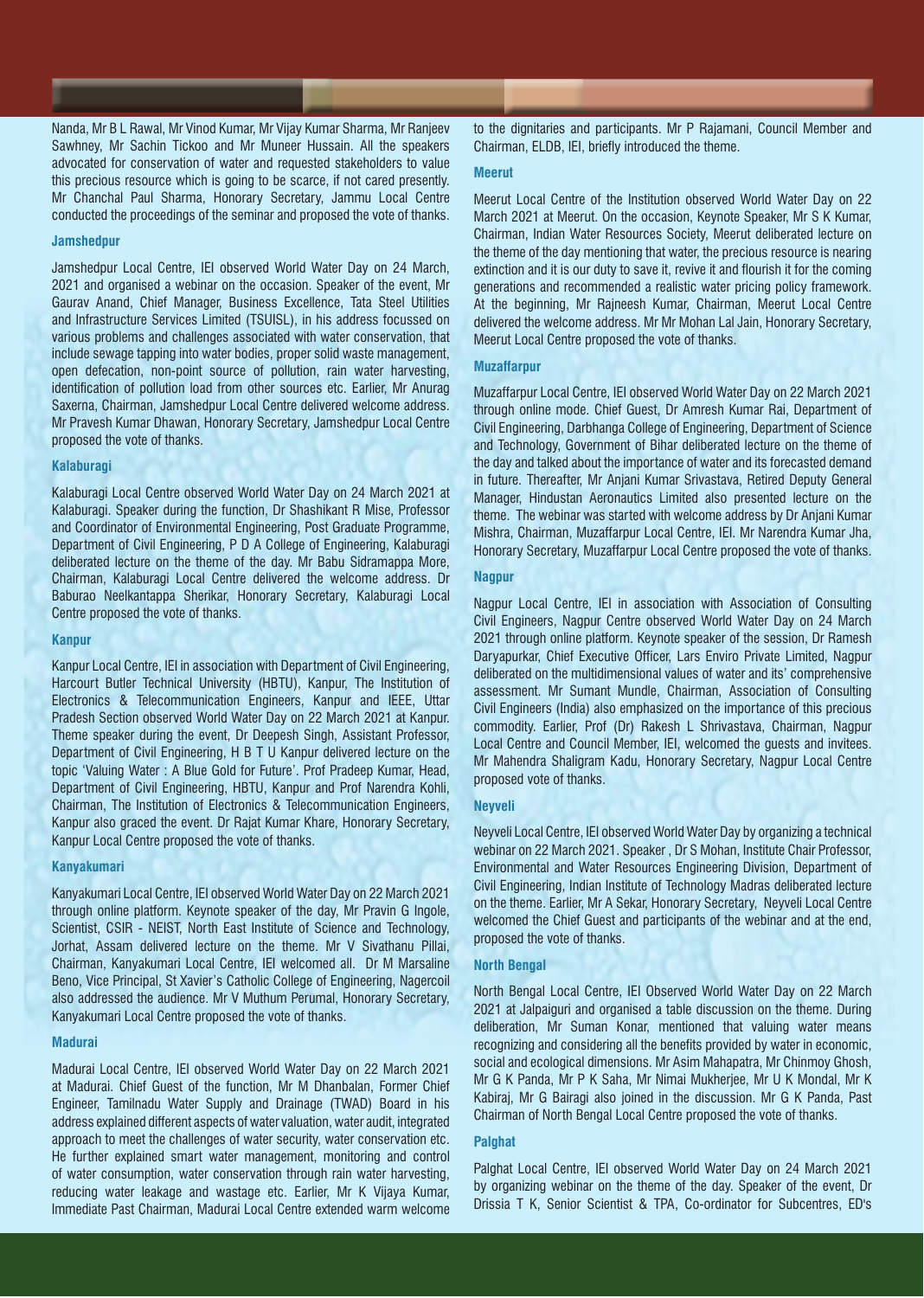Nanda, Mr B L Rawal, Mr Vinod Kumar, Mr Vijay Kumar Sharma, Mr Ranjeev Sawhney, Mr Sachin Tickoo and Mr Muneer Hussain. All the speakers advocated for conservation of water and requested stakeholders to value this precious resource which is going to be scarce, if not cared presently. Mr Chanchal Paul Sharma, Honorary Secretary, Jammu Local Centre conducted the proceedings of the seminar and proposed the vote of thanks.

### Jamshedpur

Jamshedpur Local Centre, IEI observed World Water Day on 24 March, 2021 and organised a webinar on the occasion. Speaker of the event, Mr Gaurav Anand, Chief Manager, Business Excellence, Tata Steel Utilities and Infrastructure Services Limited (TSUISL), in his address focussed on various problems and challenges associated with water conservation, that include sewage tapping into water bodies, proper solid waste management, open defecation, non-point source of pollution, rain water harvesting, identification of pollution load from other sources etc. Earlier, Mr Anurag Saxerna, Chairman, Jamshedpur Local Centre delivered welcome address. Mr Pravesh Kumar Dhawan, Honorary Secretary, Jamshedpur Local Centre proposed the vote of thanks.

### Kalaburagi

Kalaburagi Local Centre observed World Water Day on 24 March 2021 at Kalaburagi. Speaker during the function, Dr Shashikant R Mise, Professor and Coordinator of Environmental Engineering, Post Graduate Programme, Department of Civil Engineering, P D A College of Engineering, Kalaburagi deliberated lecture on the theme of the day. Mr Babu Sidramappa More, Chairman, Kalaburagi Local Centre delivered the welcome address. Dr Baburao Neelkantappa Sherikar, Honorary Secretary, Kalaburagi Local Centre proposed the vote of thanks.

### Kanpur

Kanpur Local Centre, IEI in association with Department of Civil Engineering, Harcourt Butler Technical University (HBTU), Kanpur, The Institution of Electronics & Telecommunication Engineers, Kanpur and IEEE, Uttar Pradesh Section observed World Water Day on 22 March 2021 at Kanpur. Theme speaker during the event, Dr Deepesh Singh, Assistant Professor, Department of Civil Engineering, H B T U Kanpur delivered lecture on the topic 'Valuing Water : A Blue Gold for Future'. Prof Pradeep Kumar, Head, Department of Civil Engineering, HBTU, Kanpur and Prof Narendra Kohli, Chairman, The Institution of Electronics & Telecommunication Engineers, Kanpur also graced the event. Dr Rajat Kumar Khare, Honorary Secretary, Kanpur Local Centre proposed the vote of thanks.

### Kanyakumari

Kanyakumari Local Centre, IEI observed World Water Day on 22 March 2021 through online platform. Keynote speaker of the day, Mr Pravin G Ingole, Scientist, CSIR - NEIST, North East Institute of Science and Technology, Jorhat, Assam delivered lecture on the theme. Mr V Sivathanu Pillai, Chairman, Kanyakumari Local Centre, IEI welcomed all. Dr M Marsaline Beno, Vice Principal, St Xavier's Catholic College of Engineering, Nagercoil also addressed the audience. Mr V Muthum Perumal, Honorary Secretary, Kanyakumari Local Centre proposed the vote of thanks.

### Madurai

Madurai Local Centre, IEI observed World Water Day on 22 March 2021 at Madurai. Chief Guest of the function, Mr M Dhanbalan, Former Chief Engineer, Tamilnadu Water Supply and Drainage (TWAD) Board in his address explained different aspects of water valuation, water audit, integrated approach to meet the challenges of water security, water conservation etc. He further explained smart water management, monitoring and control of water consumption, water conservation through rain water harvesting, reducing water leakage and wastage etc. Earlier, Mr K Vijaya Kumar, Immediate Past Chairman, Madurai Local Centre extended warm welcome to the dignitaries and participants. Mr P Rajamani, Council Member and Chairman, ELDB, IEI, briefly introduced the theme.

### Meerut

Meerut Local Centre of the Institution observed World Water Day on 22 March 2021 at Meerut. On the occasion, Keynote Speaker, Mr S K Kumar, Chairman, Indian Water Resources Society, Meerut deliberated lecture on the theme of the day mentioning that water, the precious resource is nearing extinction and it is our duty to save it, revive it and flourish it for the coming generations and recommended a realistic water pricing policy framework. At the beginning, Mr Rajneesh Kumar, Chairman, Meerut Local Centre delivered the welcome address. Mr Mr Mohan Lal Jain, Honorary Secretary, Meerut Local Centre proposed the vote of thanks.

### Muzaffarpur

Muzaffarpur Local Centre, IEI observed World Water Day on 22 March 2021 through online mode. Chief Guest, Dr Amresh Kumar Rai, Department of Civil Engineering, Darbhanga College of Engineering, Department of Science and Technology, Government of Bihar deliberated lecture on the theme of the day and talked about the importance of water and its forecasted demand in future. Thereafter, Mr Anjani Kumar Srivastava, Retired Deputy General Manager, Hindustan Aeronautics Limited also presented lecture on the theme. The webinar was started with welcome address by Dr Anjani Kumar Mishra, Chairman, Muzaffarpur Local Centre, IEI. Mr Narendra Kumar Jha, Honorary Secretary, Muzaffarpur Local Centre proposed the vote of thanks.

### Nagpur

Nagpur Local Centre, IEI in association with Association of Consulting Civil Engineers, Nagpur Centre observed World Water Day on 24 March 2021 through online platform. Keynote speaker of the session, Dr Ramesh Daryapurkar, Chief Executive Officer, Lars Enviro Private Limited, Nagpur deliberated on the multidimensional values of water and its' comprehensive assessment. Mr Sumant Mundle, Chairman, Association of Consulting Civil Engineers (India) also emphasized on the importance of this precious commodity. Earlier, Prof (Dr) Rakesh L Shrivastava, Chairman, Nagpur Local Centre and Council Member, IEI, welcomed the guests and invitees. Mr Mahendra Shaligram Kadu, Honorary Secretary, Nagpur Local Centre proposed vote of thanks.

### Neyveli

Neyveli Local Centre, IEI observed World Water Day by organizing a technical webinar on 22 March 2021. Speaker , Dr S Mohan, Institute Chair Professor, Environmental and Water Resources Engineering Division, Department of Civil Engineering, Indian Institute of Technology Madras deliberated lecture on the theme. Earlier, Mr A Sekar, Honorary Secretary, Neyveli Local Centre welcomed the Chief Guest and participants of the webinar and at the end, proposed the vote of thanks.

### North Bengal

North Bengal Local Centre, IEI Observed World Water Day on 22 March 2021 at Jalpaiguri and organised a table discussion on the theme. During deliberation, Mr Suman Konar, mentioned that valuing water means recognizing and considering all the benefits provided by water in economic, social and ecological dimensions. Mr Asim Mahapatra, Mr Chinmoy Ghosh, Mr G K Panda, Mr P K Saha, Mr Nimai Mukherjee, Mr U K Mondal, Mr K Kabiraj, Mr G Bairagi also joined in the discussion. Mr G K Panda, Past Chairman of North Bengal Local Centre proposed the vote of thanks.

### Palghat

Palghat Local Centre, IEI observed World Water Day on 24 March 2021 by organizing webinar on the theme of the day. Speaker of the event, Dr Drissia T K, Senior Scientist & TPA, Co-ordinator for Subcentres, ED's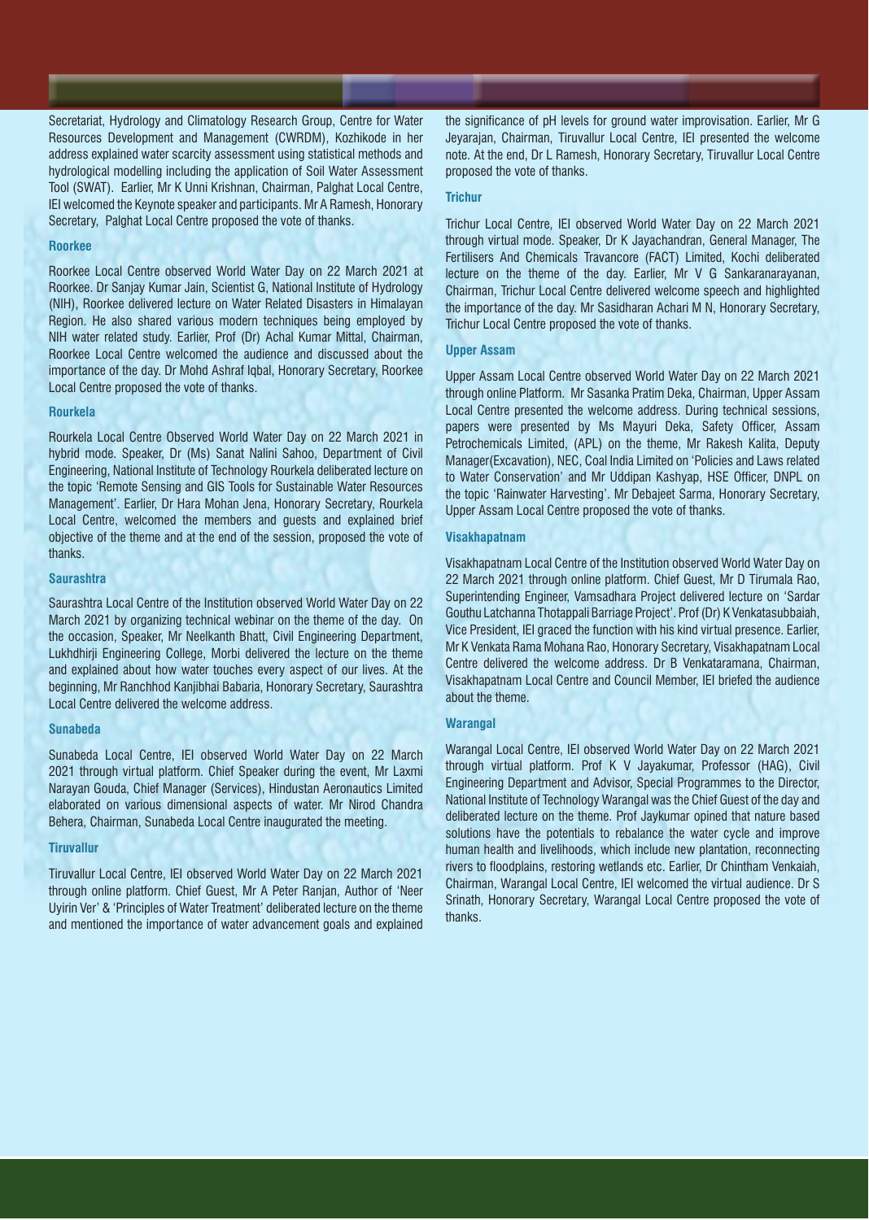Secretariat, Hydrology and Climatology Research Group, Centre for Water Resources Development and Management (CWRDM), Kozhikode in her address explained water scarcity assessment using statistical methods and hydrological modelling including the application of Soil Water Assessment Tool (SWAT). Earlier, Mr K Unni Krishnan, Chairman, Palghat Local Centre, IEI welcomed the Keynote speaker and participants. Mr A Ramesh, Honorary Secretary, Palghat Local Centre proposed the vote of thanks.

### Roorkee

Roorkee Local Centre observed World Water Day on 22 March 2021 at Roorkee. Dr Sanjay Kumar Jain, Scientist G, National Institute of Hydrology (NIH), Roorkee delivered lecture on Water Related Disasters in Himalayan Region. He also shared various modern techniques being employed by NIH water related study. Earlier, Prof (Dr) Achal Kumar Mittal, Chairman, Roorkee Local Centre welcomed the audience and discussed about the importance of the day. Dr Mohd Ashraf Iqbal, Honorary Secretary, Roorkee Local Centre proposed the vote of thanks.

### Rourkela

Rourkela Local Centre Observed World Water Day on 22 March 2021 in hybrid mode. Speaker, Dr (Ms) Sanat Nalini Sahoo, Department of Civil Engineering, National Institute of Technology Rourkela deliberated lecture on the topic 'Remote Sensing and GIS Tools for Sustainable Water Resources Management'. Earlier, Dr Hara Mohan Jena, Honorary Secretary, Rourkela Local Centre, welcomed the members and guests and explained brief objective of the theme and at the end of the session, proposed the vote of thanks.

### Saurashtra

Saurashtra Local Centre of the Institution observed World Water Day on 22 March 2021 by organizing technical webinar on the theme of the day. On the occasion, Speaker, Mr Neelkanth Bhatt, Civil Engineering Department, Lukhdhirji Engineering College, Morbi delivered the lecture on the theme and explained about how water touches every aspect of our lives. At the beginning, Mr Ranchhod Kanjibhai Babaria, Honorary Secretary, Saurashtra Local Centre delivered the welcome address.

### Sunabeda

Sunabeda Local Centre, IEI observed World Water Day on 22 March 2021 through virtual platform. Chief Speaker during the event, Mr Laxmi Narayan Gouda, Chief Manager (Services), Hindustan Aeronautics Limited elaborated on various dimensional aspects of water. Mr Nirod Chandra Behera, Chairman, Sunabeda Local Centre inaugurated the meeting.

### Tiruvallur

Tiruvallur Local Centre, IEI observed World Water Day on 22 March 2021 through online platform. Chief Guest, Mr A Peter Ranjan, Author of 'Neer Uyirin Ver' & 'Principles of Water Treatment' deliberated lecture on the theme and mentioned the importance of water advancement goals and explained the significance of pH levels for ground water improvisation. Earlier, Mr G Jeyarajan, Chairman, Tiruvallur Local Centre, IEI presented the welcome note. At the end, Dr L Ramesh, Honorary Secretary, Tiruvallur Local Centre proposed the vote of thanks.

### Trichur

Trichur Local Centre, IEI observed World Water Day on 22 March 2021 through virtual mode. Speaker, Dr K Jayachandran, General Manager, The Fertilisers And Chemicals Travancore (FACT) Limited, Kochi deliberated lecture on the theme of the day. Earlier, Mr V G Sankaranarayanan, Chairman, Trichur Local Centre delivered welcome speech and highlighted the importance of the day. Mr Sasidharan Achari M N, Honorary Secretary, Trichur Local Centre proposed the vote of thanks.

### Upper Assam

Upper Assam Local Centre observed World Water Day on 22 March 2021 through online Platform. Mr Sasanka Pratim Deka, Chairman, Upper Assam Local Centre presented the welcome address. During technical sessions, papers were presented by Ms Mayuri Deka, Safety Officer, Assam Petrochemicals Limited, (APL) on the theme, Mr Rakesh Kalita, Deputy Manager(Excavation), NEC, Coal India Limited on 'Policies and Laws related to Water Conservation' and Mr Uddipan Kashyap, HSE Officer, DNPL on the topic 'Rainwater Harvesting'. Mr Debajeet Sarma, Honorary Secretary, Upper Assam Local Centre proposed the vote of thanks.

### Visakhapatnam

Visakhapatnam Local Centre of the Institution observed World Water Day on 22 March 2021 through online platform. Chief Guest, Mr D Tirumala Rao, Superintending Engineer, Vamsadhara Project delivered lecture on 'Sardar Gouthu Latchanna Thotappali Barriage Project'. Prof (Dr) K Venkatasubbaiah, Vice President, IEI graced the function with his kind virtual presence. Earlier, Mr K Venkata Rama Mohana Rao, Honorary Secretary, Visakhapatnam Local Centre delivered the welcome address. Dr B Venkataramana, Chairman, Visakhapatnam Local Centre and Council Member, IEI briefed the audience about the theme.

### Warangal

Warangal Local Centre, IEI observed World Water Day on 22 March 2021 through virtual platform. Prof K V Jayakumar, Professor (HAG), Civil Engineering Department and Advisor, Special Programmes to the Director, National Institute of Technology Warangal was the Chief Guest of the day and deliberated lecture on the theme. Prof Jaykumar opined that nature based solutions have the potentials to rebalance the water cycle and improve human health and livelihoods, which include new plantation, reconnecting rivers to floodplains, restoring wetlands etc. Earlier, Dr Chintham Venkaiah, Chairman, Warangal Local Centre, IEI welcomed the virtual audience. Dr S Srinath, Honorary Secretary, Warangal Local Centre proposed the vote of thanks.